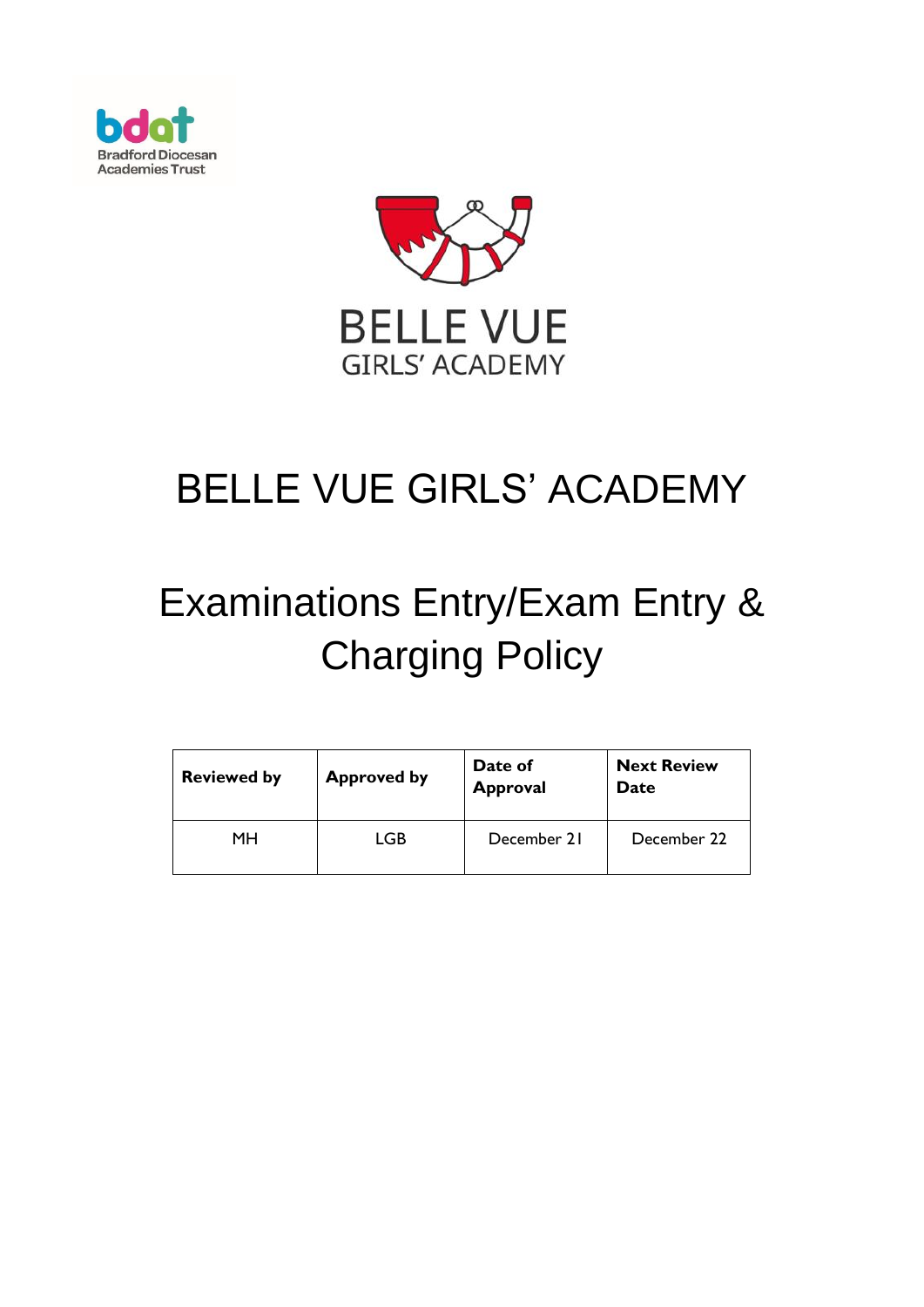bdat
Bradford Diocesan Academies Trust

BELLE VUE
GIRLS' ACADEMY

# BELLE VUE GIRLS' ACADEMY

# Examinations Entry/Exam Entry & Charging Policy

| Reviewed by | Approved by | Date of Approval | Next Review Date |
|---|---|---|---|
| MH | LGB | December 21 | December 22 |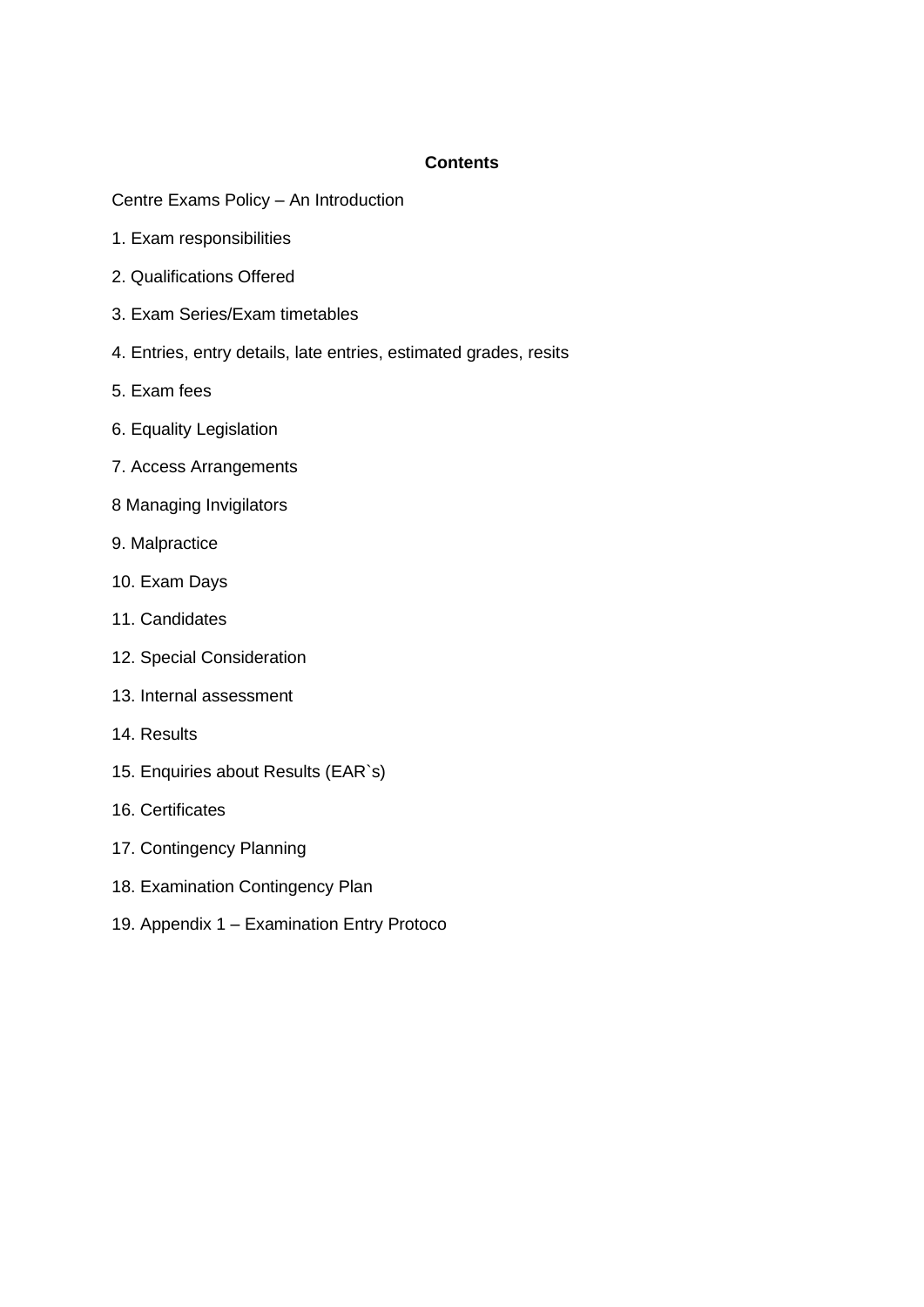**Contents**

Centre Exams Policy – An Introduction

1. Exam responsibilities

2. Qualifications Offered

3. Exam Series/Exam timetables

4. Entries, entry details, late entries, estimated grades, resits

5. Exam fees

6. Equality Legislation

7. Access Arrangements

8 Managing Invigilators

9. Malpractice

10. Exam Days

11. Candidates

12. Special Consideration

13. Internal assessment

14. Results

15. Enquiries about Results (EAR`s)

16. Certificates

17. Contingency Planning

18. Examination Contingency Plan

19. Appendix 1 – Examination Entry Protoco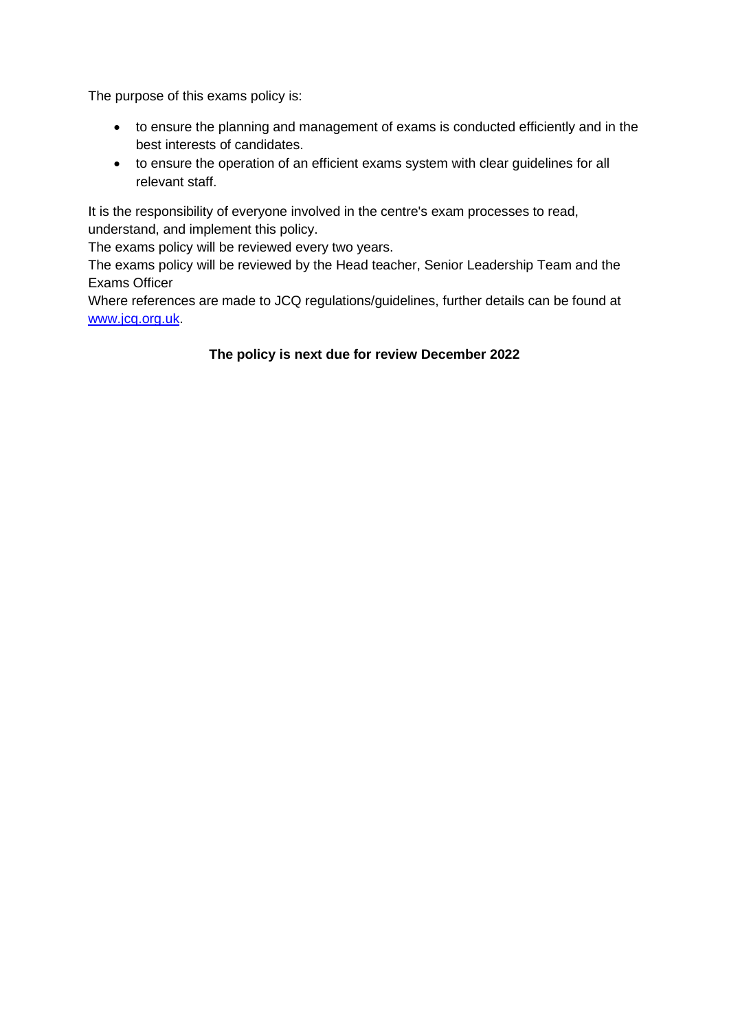The purpose of this exams policy is:

- to ensure the planning and management of exams is conducted efficiently and in the best interests of candidates.
- to ensure the operation of an efficient exams system with clear guidelines for all relevant staff.

It is the responsibility of everyone involved in the centre's exam processes to read, understand, and implement this policy.

The exams policy will be reviewed every two years.

The exams policy will be reviewed by the Head teacher, Senior Leadership Team and the Exams Officer

Where references are made to JCQ regulations/guidelines, further details can be found at [www.jcq.org.uk](http://www.jcq.org.uk).

**The policy is next due for review December 2022**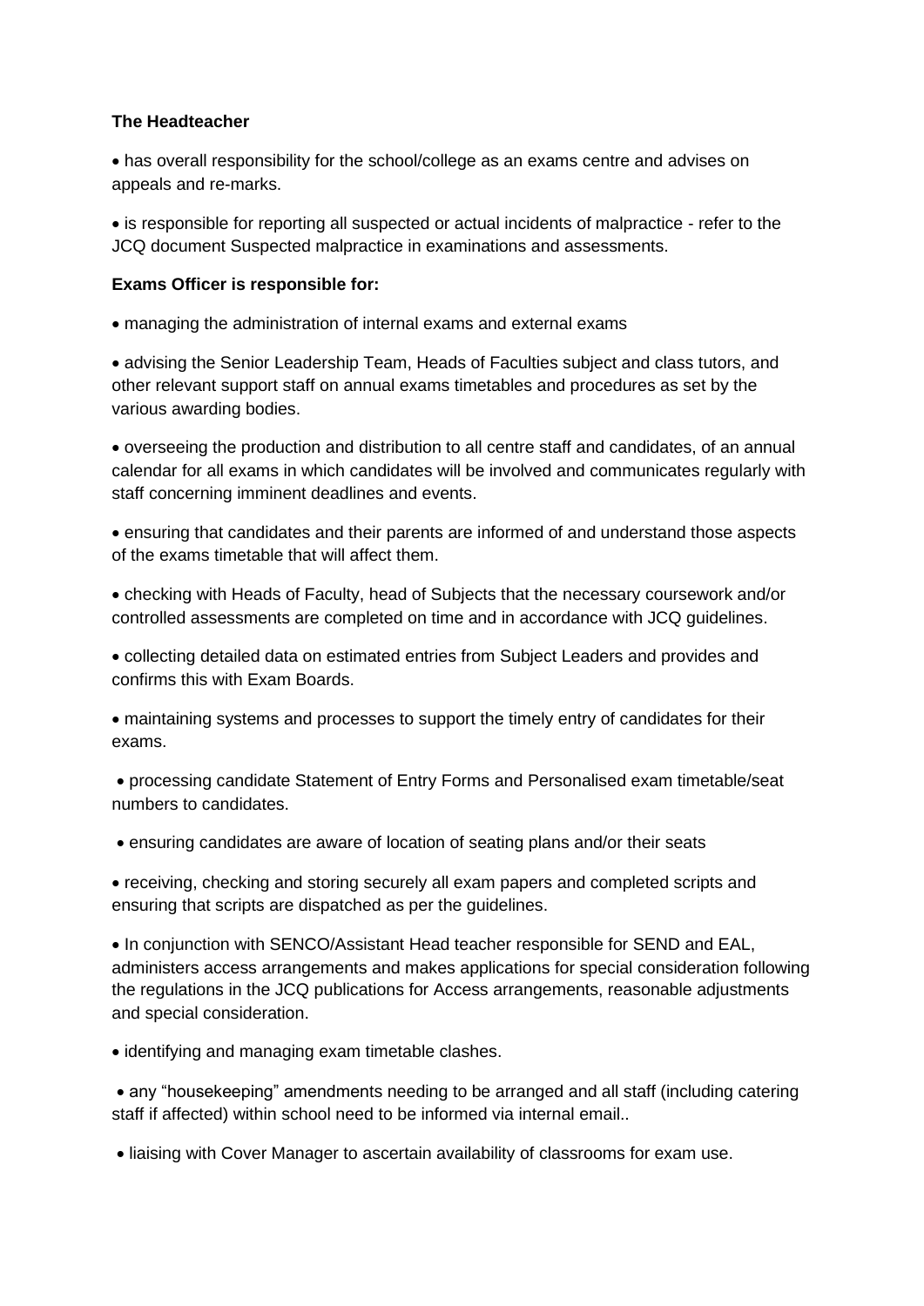**The Headteacher**

- has overall responsibility for the school/college as an exams centre and advises on appeals and re-marks.
- is responsible for reporting all suspected or actual incidents of malpractice - refer to the JCQ document Suspected malpractice in examinations and assessments.

**Exams Officer is responsible for:**

- managing the administration of internal exams and external exams
- advising the Senior Leadership Team, Heads of Faculties subject and class tutors, and other relevant support staff on annual exams timetables and procedures as set by the various awarding bodies.
- overseeing the production and distribution to all centre staff and candidates, of an annual calendar for all exams in which candidates will be involved and communicates regularly with staff concerning imminent deadlines and events.
- ensuring that candidates and their parents are informed of and understand those aspects of the exams timetable that will affect them.
- checking with Heads of Faculty, head of Subjects that the necessary coursework and/or controlled assessments are completed on time and in accordance with JCQ guidelines.
- collecting detailed data on estimated entries from Subject Leaders and provides and confirms this with Exam Boards.
- maintaining systems and processes to support the timely entry of candidates for their exams.
- processing candidate Statement of Entry Forms and Personalised exam timetable/seat numbers to candidates.
- ensuring candidates are aware of location of seating plans and/or their seats
- receiving, checking and storing securely all exam papers and completed scripts and ensuring that scripts are dispatched as per the guidelines.
- In conjunction with SENCO/Assistant Head teacher responsible for SEND and EAL, administers access arrangements and makes applications for special consideration following the regulations in the JCQ publications for Access arrangements, reasonable adjustments and special consideration.
- identifying and managing exam timetable clashes.
- any "housekeeping" amendments needing to be arranged and all staff (including catering staff if affected) within school need to be informed via internal email..
- liaising with Cover Manager to ascertain availability of classrooms for exam use.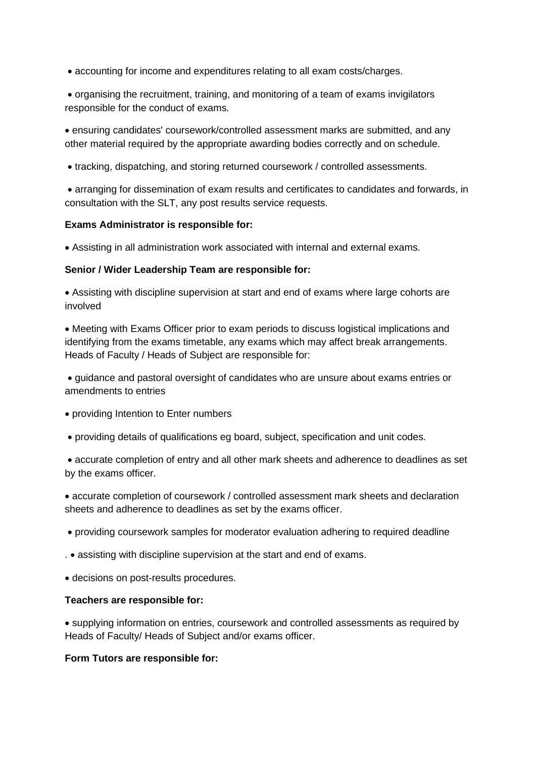- accounting for income and expenditures relating to all exam costs/charges.
- organising the recruitment, training, and monitoring of a team of exams invigilators responsible for the conduct of exams.
- ensuring candidates' coursework/controlled assessment marks are submitted, and any other material required by the appropriate awarding bodies correctly and on schedule.
- tracking, dispatching, and storing returned coursework / controlled assessments.
- arranging for dissemination of exam results and certificates to candidates and forwards, in consultation with the SLT, any post results service requests.

**Exams Administrator is responsible for:**

- Assisting in all administration work associated with internal and external exams.

**Senior / Wider Leadership Team are responsible for:**

- Assisting with discipline supervision at start and end of exams where large cohorts are involved
- Meeting with Exams Officer prior to exam periods to discuss logistical implications and identifying from the exams timetable, any exams which may affect break arrangements.

Heads of Faculty / Heads of Subject are responsible for:

- guidance and pastoral oversight of candidates who are unsure about exams entries or amendments to entries
- providing Intention to Enter numbers
- providing details of qualifications eg board, subject, specification and unit codes.
- accurate completion of entry and all other mark sheets and adherence to deadlines as set by the exams officer.
- accurate completion of coursework / controlled assessment mark sheets and declaration sheets and adherence to deadlines as set by the exams officer.
- providing coursework samples for moderator evaluation adhering to required deadline

. • assisting with discipline supervision at the start and end of exams.

- decisions on post-results procedures.

**Teachers are responsible for:**

- supplying information on entries, coursework and controlled assessments as required by Heads of Faculty/ Heads of Subject and/or exams officer.

**Form Tutors are responsible for:**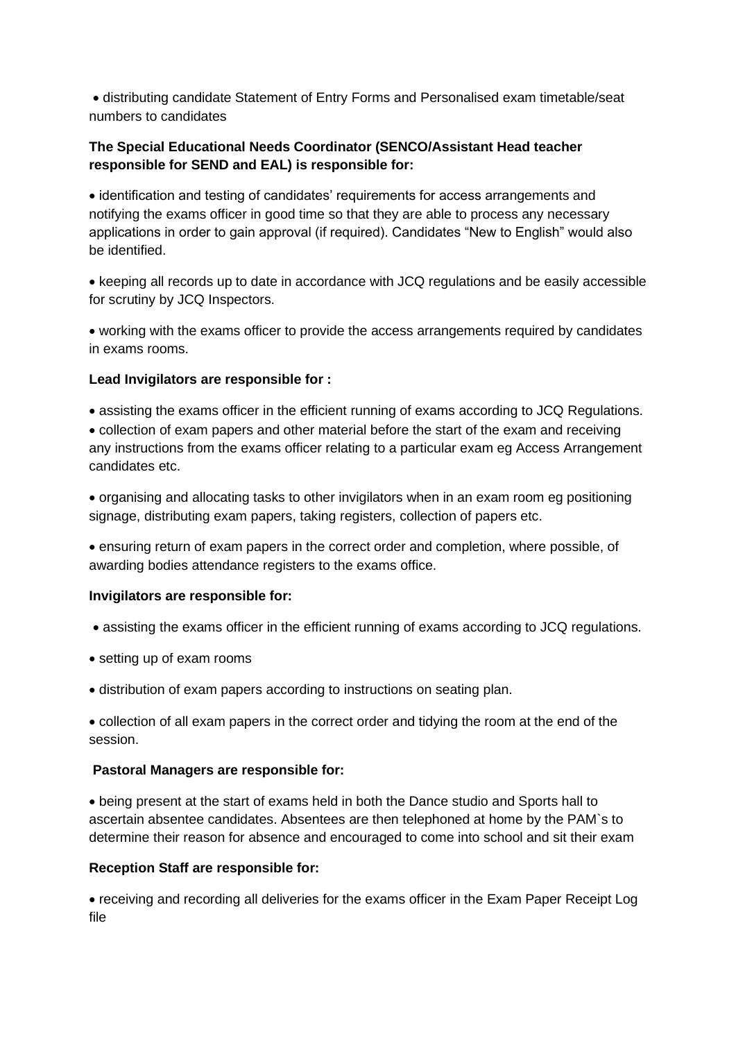- distributing candidate Statement of Entry Forms and Personalised exam timetable/seat numbers to candidates

**The Special Educational Needs Coordinator (SENCO/Assistant Head teacher responsible for SEND and EAL) is responsible for:**

- identification and testing of candidates' requirements for access arrangements and notifying the exams officer in good time so that they are able to process any necessary applications in order to gain approval (if required). Candidates "New to English" would also be identified.

- keeping all records up to date in accordance with JCQ regulations and be easily accessible for scrutiny by JCQ Inspectors.

- working with the exams officer to provide the access arrangements required by candidates in exams rooms.

**Lead Invigilators are responsible for :**

- assisting the exams officer in the efficient running of exams according to JCQ Regulations.
- collection of exam papers and other material before the start of the exam and receiving any instructions from the exams officer relating to a particular exam eg Access Arrangement candidates etc.

- organising and allocating tasks to other invigilators when in an exam room eg positioning signage, distributing exam papers, taking registers, collection of papers etc.

- ensuring return of exam papers in the correct order and completion, where possible, of awarding bodies attendance registers to the exams office.

**Invigilators are responsible for:**

- assisting the exams officer in the efficient running of exams according to JCQ regulations.

- setting up of exam rooms

- distribution of exam papers according to instructions on seating plan.

- collection of all exam papers in the correct order and tidying the room at the end of the session.

**Pastoral Managers are responsible for:**

- being present at the start of exams held in both the Dance studio and Sports hall to ascertain absentee candidates. Absentees are then telephoned at home by the PAM`s to determine their reason for absence and encouraged to come into school and sit their exam

**Reception Staff are responsible for:**

- receiving and recording all deliveries for the exams officer in the Exam Paper Receipt Log file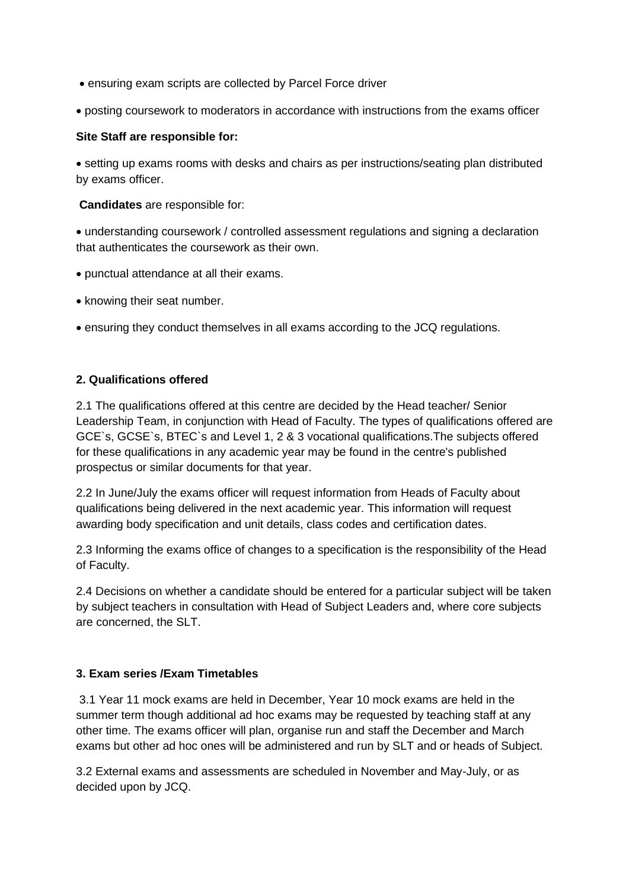- ensuring exam scripts are collected by Parcel Force driver
- posting coursework to moderators in accordance with instructions from the exams officer

**Site Staff are responsible for:**

- setting up exams rooms with desks and chairs as per instructions/seating plan distributed by exams officer.

**Candidates** are responsible for:

- understanding coursework / controlled assessment regulations and signing a declaration that authenticates the coursework as their own.
- punctual attendance at all their exams.
- knowing their seat number.
- ensuring they conduct themselves in all exams according to the JCQ regulations.

### 2. Qualifications offered

2.1 The qualifications offered at this centre are decided by the Head teacher/ Senior Leadership Team, in conjunction with Head of Faculty. The types of qualifications offered are GCE`s, GCSE`s, BTEC`s and Level 1, 2 & 3 vocational qualifications.The subjects offered for these qualifications in any academic year may be found in the centre's published prospectus or similar documents for that year.

2.2 In June/July the exams officer will request information from Heads of Faculty about qualifications being delivered in the next academic year. This information will request awarding body specification and unit details, class codes and certification dates.

2.3 Informing the exams office of changes to a specification is the responsibility of the Head of Faculty.

2.4 Decisions on whether a candidate should be entered for a particular subject will be taken by subject teachers in consultation with Head of Subject Leaders and, where core subjects are concerned, the SLT.

### 3. Exam series /Exam Timetables

3.1 Year 11 mock exams are held in December, Year 10 mock exams are held in the summer term though additional ad hoc exams may be requested by teaching staff at any other time. The exams officer will plan, organise run and staff the December and March exams but other ad hoc ones will be administered and run by SLT and or heads of Subject.

3.2 External exams and assessments are scheduled in November and May-July, or as decided upon by JCQ.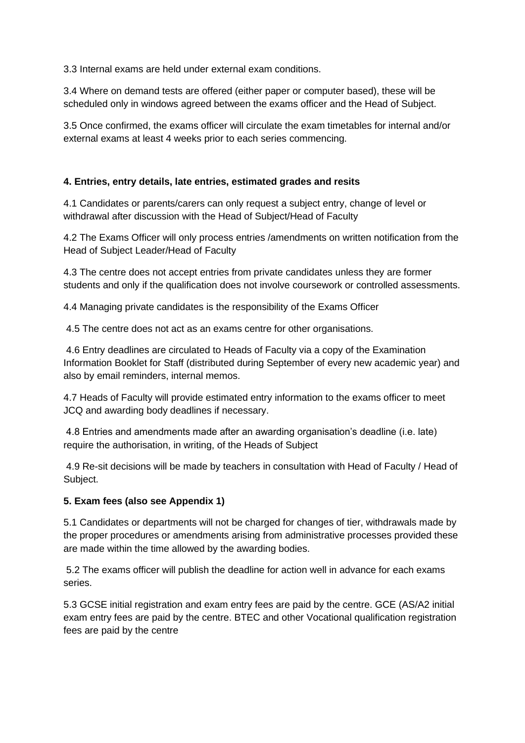3.3 Internal exams are held under external exam conditions.

3.4 Where on demand tests are offered (either paper or computer based), these will be scheduled only in windows agreed between the exams officer and the Head of Subject.

3.5 Once confirmed, the exams officer will circulate the exam timetables for internal and/or external exams at least 4 weeks prior to each series commencing.

**4. Entries, entry details, late entries, estimated grades and resits**

4.1 Candidates or parents/carers can only request a subject entry, change of level or withdrawal after discussion with the Head of Subject/Head of Faculty

4.2 The Exams Officer will only process entries /amendments on written notification from the Head of Subject Leader/Head of Faculty

4.3 The centre does not accept entries from private candidates unless they are former students and only if the qualification does not involve coursework or controlled assessments.

4.4 Managing private candidates is the responsibility of the Exams Officer

4.5 The centre does not act as an exams centre for other organisations.

4.6 Entry deadlines are circulated to Heads of Faculty via a copy of the Examination Information Booklet for Staff (distributed during September of every new academic year) and also by email reminders, internal memos.

4.7 Heads of Faculty will provide estimated entry information to the exams officer to meet JCQ and awarding body deadlines if necessary.

4.8 Entries and amendments made after an awarding organisation's deadline (i.e. late) require the authorisation, in writing, of the Heads of Subject

4.9 Re-sit decisions will be made by teachers in consultation with Head of Faculty / Head of Subject.

**5. Exam fees (also see Appendix 1)**

5.1 Candidates or departments will not be charged for changes of tier, withdrawals made by the proper procedures or amendments arising from administrative processes provided these are made within the time allowed by the awarding bodies.

5.2 The exams officer will publish the deadline for action well in advance for each exams series.

5.3 GCSE initial registration and exam entry fees are paid by the centre. GCE (AS/A2 initial exam entry fees are paid by the centre. BTEC and other Vocational qualification registration fees are paid by the centre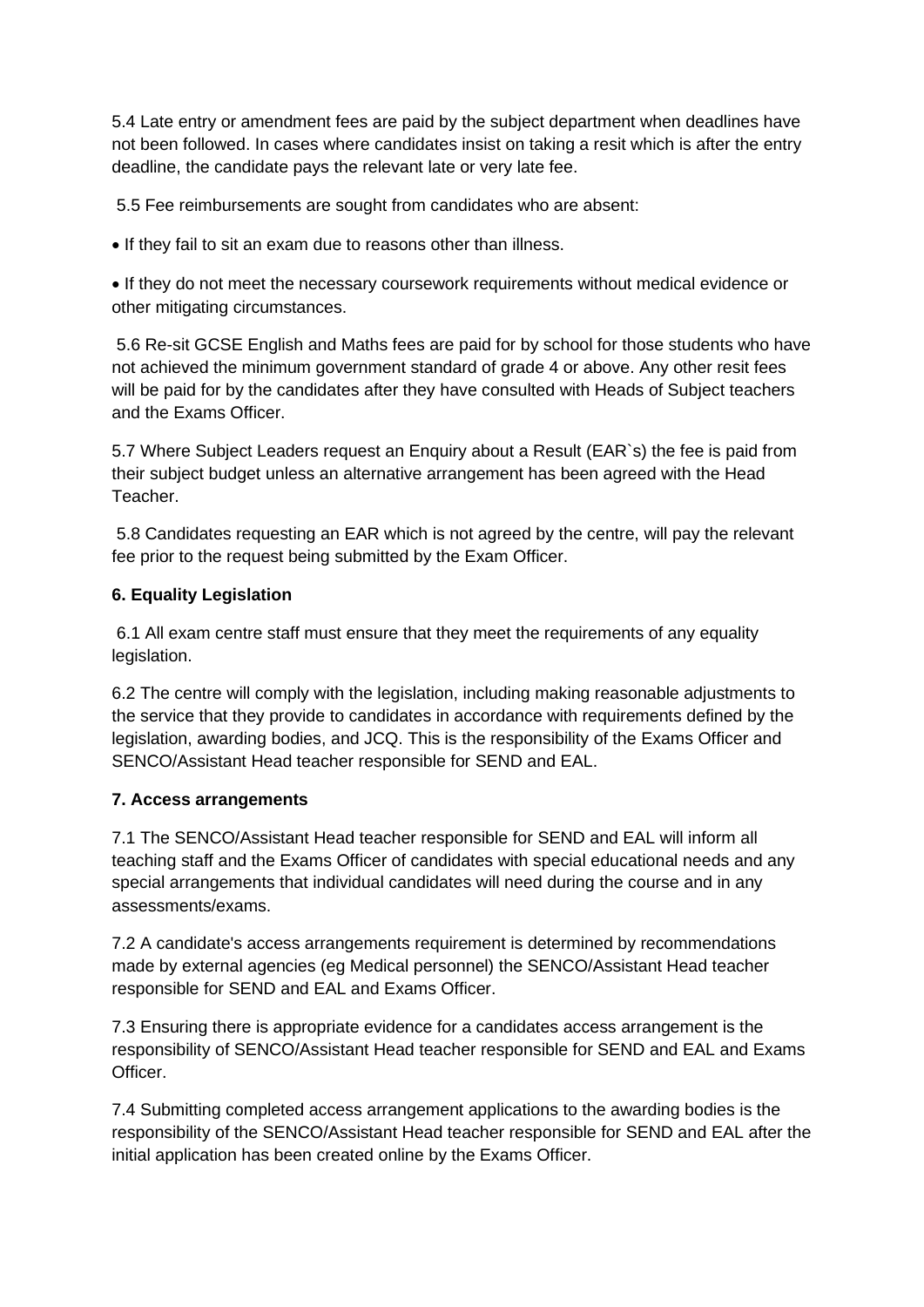5.4 Late entry or amendment fees are paid by the subject department when deadlines have not been followed. In cases where candidates insist on taking a resit which is after the entry deadline, the candidate pays the relevant late or very late fee.

5.5 Fee reimbursements are sought from candidates who are absent:

- If they fail to sit an exam due to reasons other than illness.
- If they do not meet the necessary coursework requirements without medical evidence or other mitigating circumstances.

5.6 Re-sit GCSE English and Maths fees are paid for by school for those students who have not achieved the minimum government standard of grade 4 or above. Any other resit fees will be paid for by the candidates after they have consulted with Heads of Subject teachers and the Exams Officer.

5.7 Where Subject Leaders request an Enquiry about a Result (EAR`s) the fee is paid from their subject budget unless an alternative arrangement has been agreed with the Head Teacher.

5.8 Candidates requesting an EAR which is not agreed by the centre, will pay the relevant fee prior to the request being submitted by the Exam Officer.

**6. Equality Legislation**

6.1 All exam centre staff must ensure that they meet the requirements of any equality legislation.

6.2 The centre will comply with the legislation, including making reasonable adjustments to the service that they provide to candidates in accordance with requirements defined by the legislation, awarding bodies, and JCQ. This is the responsibility of the Exams Officer and SENCO/Assistant Head teacher responsible for SEND and EAL.

**7. Access arrangements**

7.1 The SENCO/Assistant Head teacher responsible for SEND and EAL will inform all teaching staff and the Exams Officer of candidates with special educational needs and any special arrangements that individual candidates will need during the course and in any assessments/exams.

7.2 A candidate's access arrangements requirement is determined by recommendations made by external agencies (eg Medical personnel) the SENCO/Assistant Head teacher responsible for SEND and EAL and Exams Officer.

7.3 Ensuring there is appropriate evidence for a candidates access arrangement is the responsibility of SENCO/Assistant Head teacher responsible for SEND and EAL and Exams Officer.

7.4 Submitting completed access arrangement applications to the awarding bodies is the responsibility of the SENCO/Assistant Head teacher responsible for SEND and EAL after the initial application has been created online by the Exams Officer.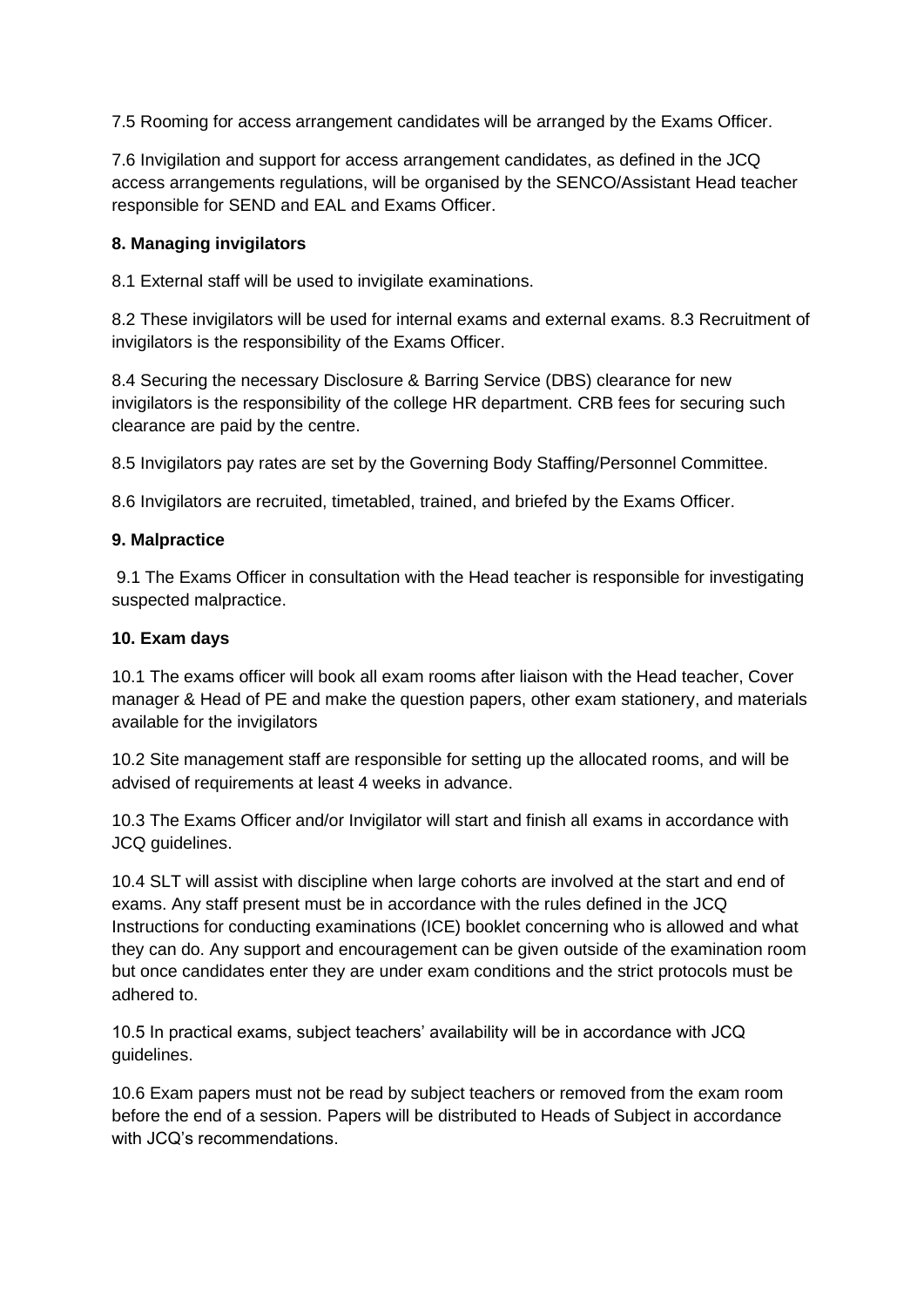7.5 Rooming for access arrangement candidates will be arranged by the Exams Officer.

7.6 Invigilation and support for access arrangement candidates, as defined in the JCQ access arrangements regulations, will be organised by the SENCO/Assistant Head teacher responsible for SEND and EAL and Exams Officer.

**8. Managing invigilators**

8.1 External staff will be used to invigilate examinations.

8.2 These invigilators will be used for internal exams and external exams. 8.3 Recruitment of invigilators is the responsibility of the Exams Officer.

8.4 Securing the necessary Disclosure & Barring Service (DBS) clearance for new invigilators is the responsibility of the college HR department. CRB fees for securing such clearance are paid by the centre.

8.5 Invigilators pay rates are set by the Governing Body Staffing/Personnel Committee.

8.6 Invigilators are recruited, timetabled, trained, and briefed by the Exams Officer.

**9. Malpractice**

9.1 The Exams Officer in consultation with the Head teacher is responsible for investigating suspected malpractice.

**10. Exam days**

10.1 The exams officer will book all exam rooms after liaison with the Head teacher, Cover manager & Head of PE and make the question papers, other exam stationery, and materials available for the invigilators

10.2 Site management staff are responsible for setting up the allocated rooms, and will be advised of requirements at least 4 weeks in advance.

10.3 The Exams Officer and/or Invigilator will start and finish all exams in accordance with JCQ guidelines.

10.4 SLT will assist with discipline when large cohorts are involved at the start and end of exams. Any staff present must be in accordance with the rules defined in the JCQ Instructions for conducting examinations (ICE) booklet concerning who is allowed and what they can do. Any support and encouragement can be given outside of the examination room but once candidates enter they are under exam conditions and the strict protocols must be adhered to.

10.5 In practical exams, subject teachers' availability will be in accordance with JCQ guidelines.

10.6 Exam papers must not be read by subject teachers or removed from the exam room before the end of a session. Papers will be distributed to Heads of Subject in accordance with JCQ's recommendations.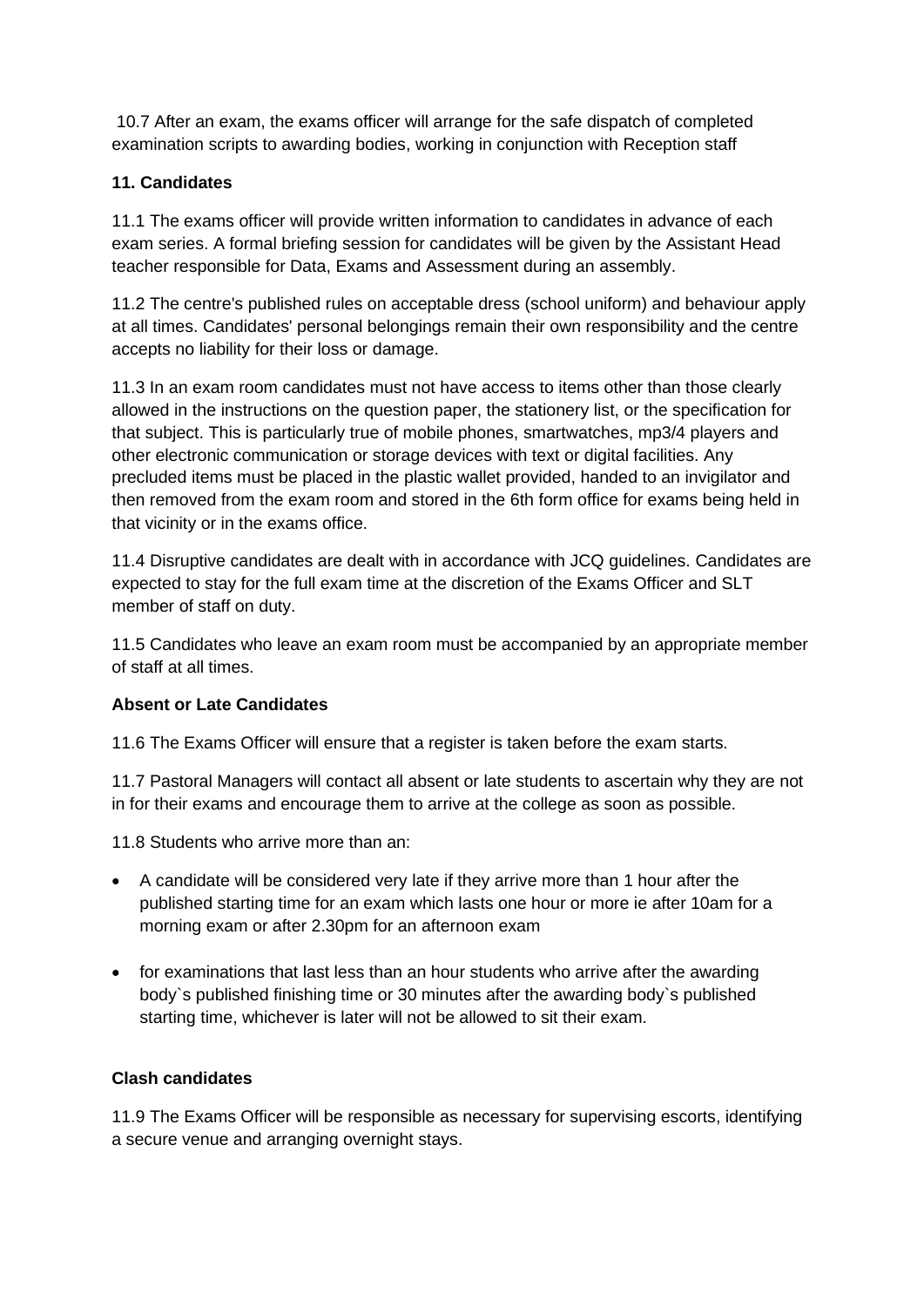10.7 After an exam, the exams officer will arrange for the safe dispatch of completed examination scripts to awarding bodies, working in conjunction with Reception staff

**11. Candidates**

11.1 The exams officer will provide written information to candidates in advance of each exam series. A formal briefing session for candidates will be given by the Assistant Head teacher responsible for Data, Exams and Assessment during an assembly.

11.2 The centre's published rules on acceptable dress (school uniform) and behaviour apply at all times. Candidates' personal belongings remain their own responsibility and the centre accepts no liability for their loss or damage.

11.3 In an exam room candidates must not have access to items other than those clearly allowed in the instructions on the question paper, the stationery list, or the specification for that subject. This is particularly true of mobile phones, smartwatches, mp3/4 players and other electronic communication or storage devices with text or digital facilities. Any precluded items must be placed in the plastic wallet provided, handed to an invigilator and then removed from the exam room and stored in the 6th form office for exams being held in that vicinity or in the exams office.

11.4 Disruptive candidates are dealt with in accordance with JCQ guidelines. Candidates are expected to stay for the full exam time at the discretion of the Exams Officer and SLT member of staff on duty.

11.5 Candidates who leave an exam room must be accompanied by an appropriate member of staff at all times.

**Absent or Late Candidates**

11.6 The Exams Officer will ensure that a register is taken before the exam starts.

11.7 Pastoral Managers will contact all absent or late students to ascertain why they are not in for their exams and encourage them to arrive at the college as soon as possible.

11.8 Students who arrive more than an:

- A candidate will be considered very late if they arrive more than 1 hour after the published starting time for an exam which lasts one hour or more ie after 10am for a morning exam or after 2.30pm for an afternoon exam
- for examinations that last less than an hour students who arrive after the awarding body`s published finishing time or 30 minutes after the awarding body`s published starting time, whichever is later will not be allowed to sit their exam.

**Clash candidates**

11.9 The Exams Officer will be responsible as necessary for supervising escorts, identifying a secure venue and arranging overnight stays.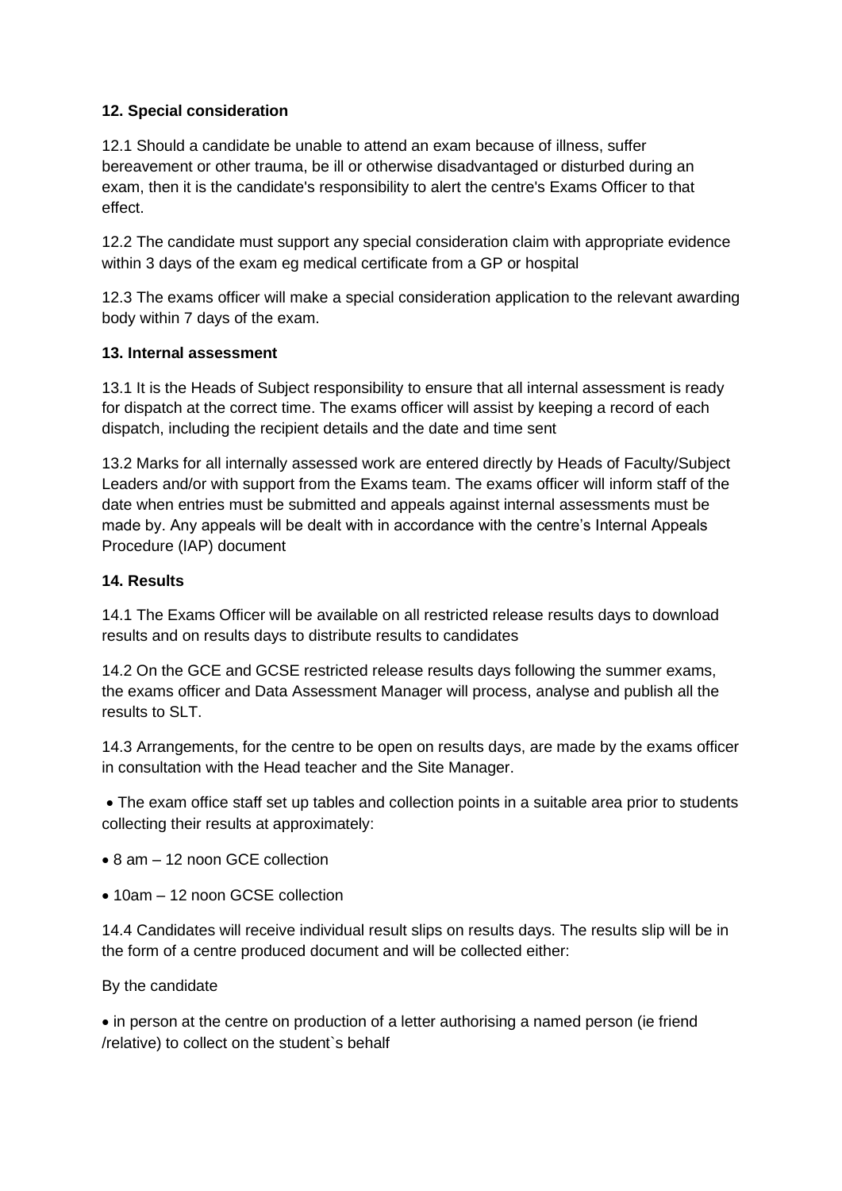**12. Special consideration**

12.1 Should a candidate be unable to attend an exam because of illness, suffer bereavement or other trauma, be ill or otherwise disadvantaged or disturbed during an exam, then it is the candidate's responsibility to alert the centre's Exams Officer to that effect.

12.2 The candidate must support any special consideration claim with appropriate evidence within 3 days of the exam eg medical certificate from a GP or hospital

12.3 The exams officer will make a special consideration application to the relevant awarding body within 7 days of the exam.

**13. Internal assessment**

13.1 It is the Heads of Subject responsibility to ensure that all internal assessment is ready for dispatch at the correct time. The exams officer will assist by keeping a record of each dispatch, including the recipient details and the date and time sent

13.2 Marks for all internally assessed work are entered directly by Heads of Faculty/Subject Leaders and/or with support from the Exams team. The exams officer will inform staff of the date when entries must be submitted and appeals against internal assessments must be made by. Any appeals will be dealt with in accordance with the centre's Internal Appeals Procedure (IAP) document

**14. Results**

14.1 The Exams Officer will be available on all restricted release results days to download results and on results days to distribute results to candidates

14.2 On the GCE and GCSE restricted release results days following the summer exams, the exams officer and Data Assessment Manager will process, analyse and publish all the results to SLT.

14.3 Arrangements, for the centre to be open on results days, are made by the exams officer in consultation with the Head teacher and the Site Manager.

- The exam office staff set up tables and collection points in a suitable area prior to students collecting their results at approximately:

- 8 am – 12 noon GCE collection

- 10am – 12 noon GCSE collection

14.4 Candidates will receive individual result slips on results days. The results slip will be in the form of a centre produced document and will be collected either:

By the candidate

- in person at the centre on production of a letter authorising a named person (ie friend /relative) to collect on the student`s behalf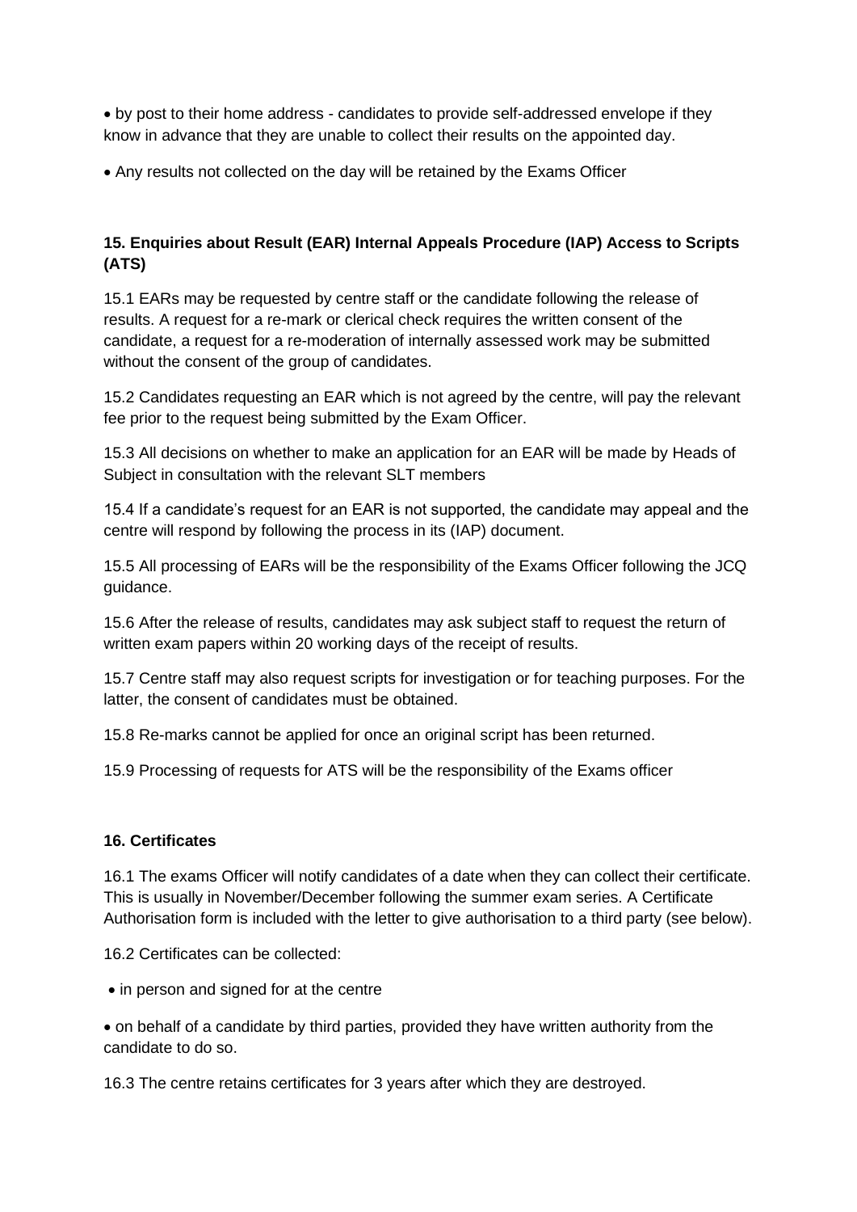- by post to their home address - candidates to provide self-addressed envelope if they know in advance that they are unable to collect their results on the appointed day.
- Any results not collected on the day will be retained by the Exams Officer

### 15. Enquiries about Result (EAR) Internal Appeals Procedure (IAP) Access to Scripts (ATS)

15.1 EARs may be requested by centre staff or the candidate following the release of results. A request for a re-mark or clerical check requires the written consent of the candidate, a request for a re-moderation of internally assessed work may be submitted without the consent of the group of candidates.

15.2 Candidates requesting an EAR which is not agreed by the centre, will pay the relevant fee prior to the request being submitted by the Exam Officer.

15.3 All decisions on whether to make an application for an EAR will be made by Heads of Subject in consultation with the relevant SLT members

15.4 If a candidate's request for an EAR is not supported, the candidate may appeal and the centre will respond by following the process in its (IAP) document.

15.5 All processing of EARs will be the responsibility of the Exams Officer following the JCQ guidance.

15.6 After the release of results, candidates may ask subject staff to request the return of written exam papers within 20 working days of the receipt of results.

15.7 Centre staff may also request scripts for investigation or for teaching purposes. For the latter, the consent of candidates must be obtained.

15.8 Re-marks cannot be applied for once an original script has been returned.

15.9 Processing of requests for ATS will be the responsibility of the Exams officer

### 16. Certificates

16.1 The exams Officer will notify candidates of a date when they can collect their certificate. This is usually in November/December following the summer exam series. A Certificate Authorisation form is included with the letter to give authorisation to a third party (see below).

16.2 Certificates can be collected:

- in person and signed for at the centre
- on behalf of a candidate by third parties, provided they have written authority from the candidate to do so.

16.3 The centre retains certificates for 3 years after which they are destroyed.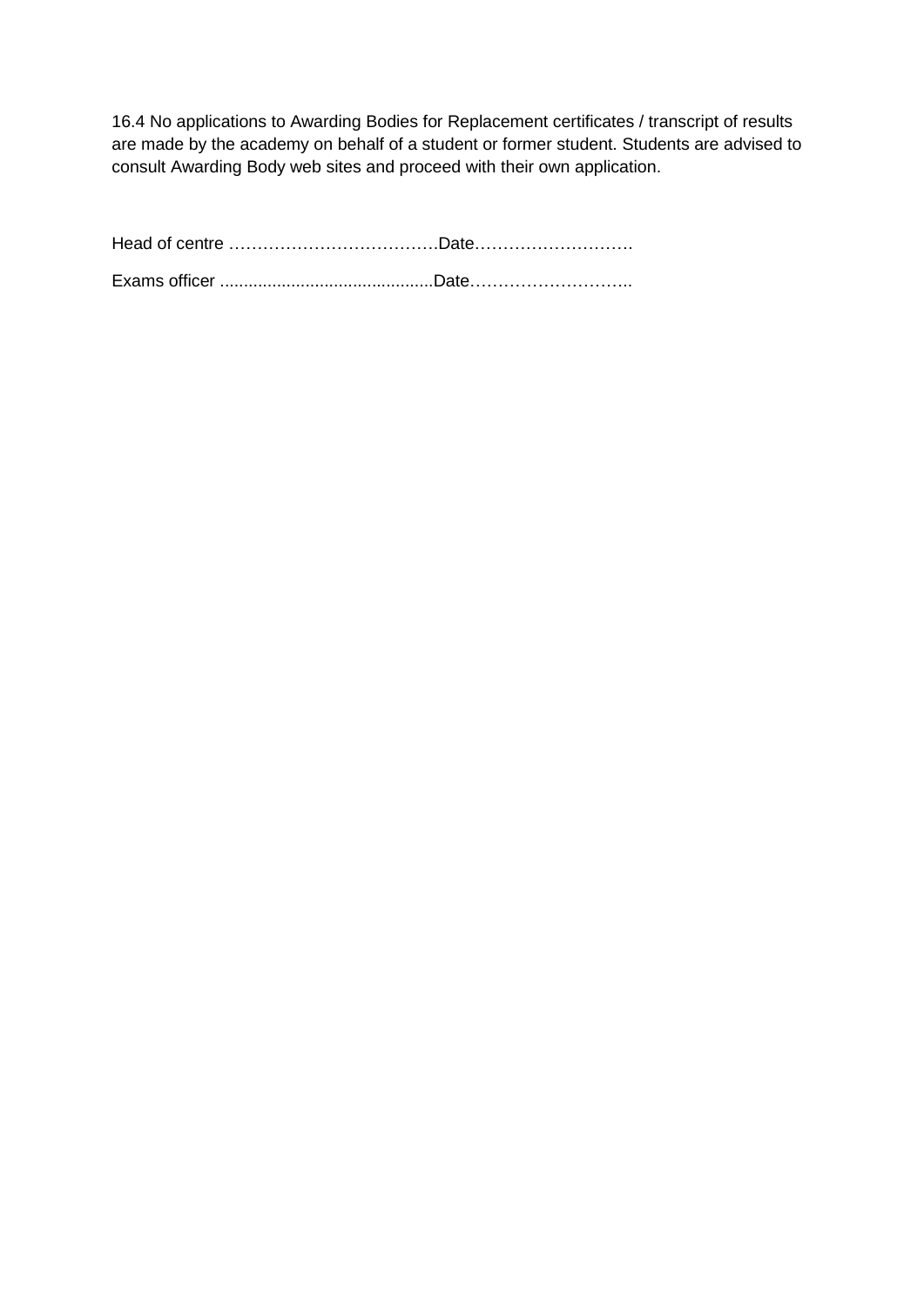16.4 No applications to Awarding Bodies for Replacement certificates / transcript of results are made by the academy on behalf of a student or former student. Students are advised to consult Awarding Body web sites and proceed with their own application.

Head of centre ……………………………….Date……………………….

Exams officer .............................................Date………………………..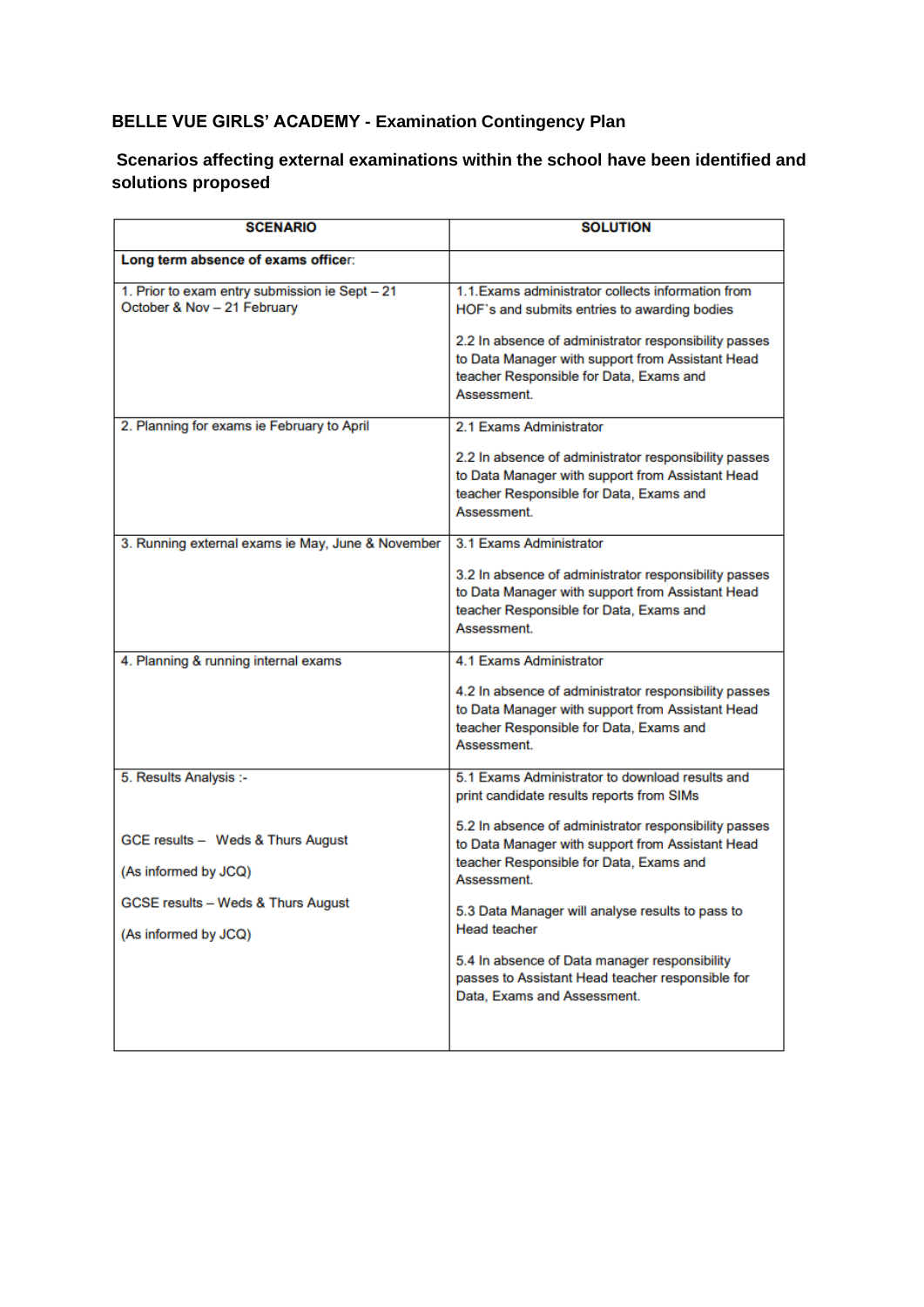**BELLE VUE GIRLS' ACADEMY - Examination Contingency Plan**

**Scenarios affecting external examinations within the school have been identified and solutions proposed**

| SCENARIO | SOLUTION |
|---|---|
| **Long term absence of exams officer**: | |
| 1. Prior to exam entry submission ie Sept – 21 October & Nov – 21 February | 1.1.Exams administrator collects information from HOF`s and submits entries to awarding bodies<br><br>2.2 In absence of administrator responsibility passes to Data Manager with support from Assistant Head teacher Responsible for Data, Exams and Assessment. |
| 2. Planning for exams ie February to April | 2.1 Exams Administrator<br><br>2.2 In absence of administrator responsibility passes to Data Manager with support from Assistant Head teacher Responsible for Data, Exams and Assessment. |
| 3. Running external exams ie May, June & November | 3.1 Exams Administrator<br><br>3.2 In absence of administrator responsibility passes to Data Manager with support from Assistant Head teacher Responsible for Data, Exams and Assessment. |
| 4. Planning & running internal exams | 4.1 Exams Administrator<br><br>4.2 In absence of administrator responsibility passes to Data Manager with support from Assistant Head teacher Responsible for Data, Exams and Assessment. |
| 5. Results Analysis :-<br><br>GCE results – Weds & Thurs August<br><br>(As informed by JCQ)<br><br>GCSE results – Weds & Thurs August<br><br>(As informed by JCQ) | 5.1 Exams Administrator to download results and print candidate results reports from SIMs<br><br>5.2 In absence of administrator responsibility passes to Data Manager with support from Assistant Head teacher Responsible for Data, Exams and Assessment.<br><br>5.3 Data Manager will analyse results to pass to Head teacher<br><br>5.4 In absence of Data manager responsibility passes to Assistant Head teacher responsible for Data, Exams and Assessment. |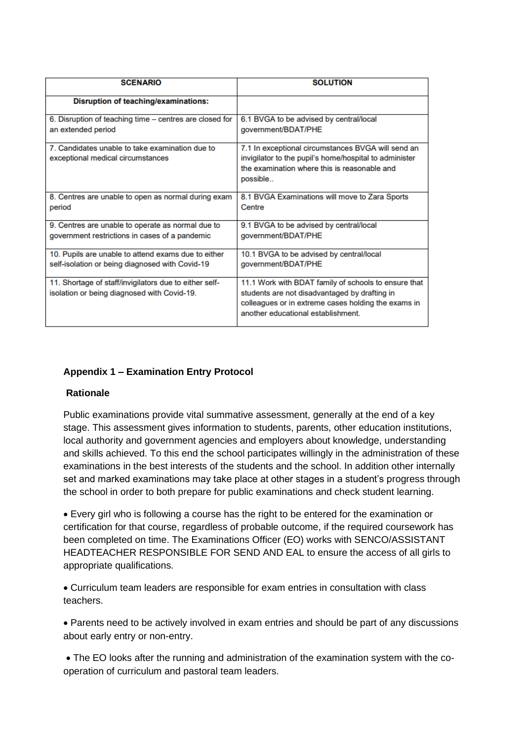| SCENARIO | SOLUTION |
|---|---|
| **Disruption of teaching/examinations:** | |
| 6. Disruption of teaching time – centres are closed for an extended period | 6.1 BVGA to be advised by central/local government/BDAT/PHE |
| 7. Candidates unable to take examination due to exceptional medical circumstances | 7.1 In exceptional circumstances BVGA will send an invigilator to the pupil's home/hospital to administer the examination where this is reasonable and possible.. |
| 8. Centres are unable to open as normal during exam period | 8.1 BVGA Examinations will move to Zara Sports Centre |
| 9. Centres are unable to operate as normal due to government restrictions in cases of a pandemic | 9.1 BVGA to be advised by central/local government/BDAT/PHE |
| 10. Pupils are unable to attend exams due to either self-isolation or being diagnosed with Covid-19 | 10.1 BVGA to be advised by central/local government/BDAT/PHE |
| 11. Shortage of staff/invigilators due to either self-isolation or being diagnosed with Covid-19. | 11.1 Work with BDAT family of schools to ensure that students are not disadvantaged by drafting in colleagues or in extreme cases holding the exams in another educational establishment. |

## Appendix 1 – Examination Entry Protocol

### Rationale

Public examinations provide vital summative assessment, generally at the end of a key stage. This assessment gives information to students, parents, other education institutions, local authority and government agencies and employers about knowledge, understanding and skills achieved. To this end the school participates willingly in the administration of these examinations in the best interests of the students and the school. In addition other internally set and marked examinations may take place at other stages in a student's progress through the school in order to both prepare for public examinations and check student learning.

- Every girl who is following a course has the right to be entered for the examination or certification for that course, regardless of probable outcome, if the required coursework has been completed on time. The Examinations Officer (EO) works with SENCO/ASSISTANT HEADTEACHER RESPONSIBLE FOR SEND AND EAL to ensure the access of all girls to appropriate qualifications.

- Curriculum team leaders are responsible for exam entries in consultation with class teachers.

- Parents need to be actively involved in exam entries and should be part of any discussions about early entry or non-entry.

- The EO looks after the running and administration of the examination system with the co-operation of curriculum and pastoral team leaders.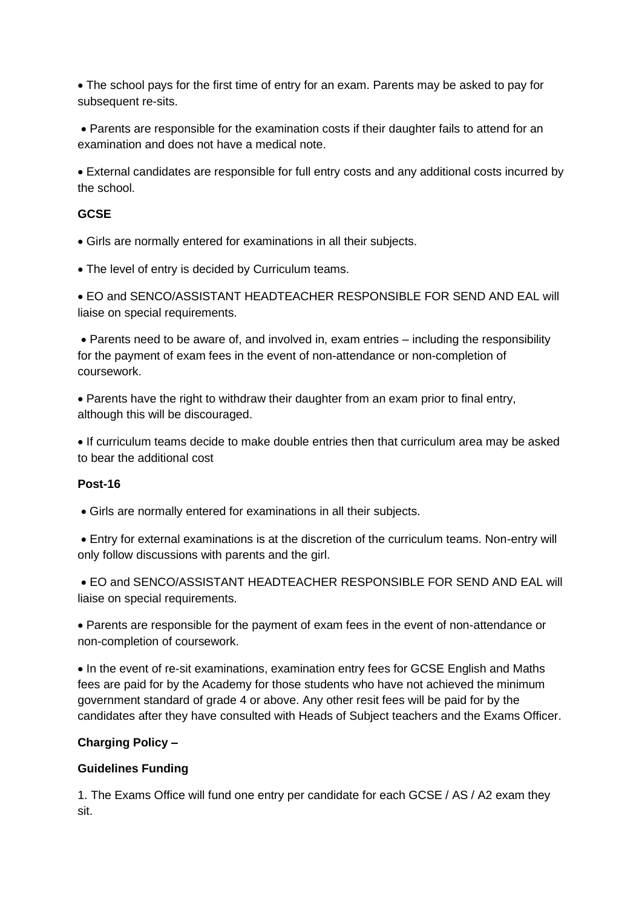- The school pays for the first time of entry for an exam. Parents may be asked to pay for subsequent re-sits.
- Parents are responsible for the examination costs if their daughter fails to attend for an examination and does not have a medical note.
- External candidates are responsible for full entry costs and any additional costs incurred by the school.

**GCSE**

- Girls are normally entered for examinations in all their subjects.
- The level of entry is decided by Curriculum teams.
- EO and SENCO/ASSISTANT HEADTEACHER RESPONSIBLE FOR SEND AND EAL will liaise on special requirements.
- Parents need to be aware of, and involved in, exam entries – including the responsibility for the payment of exam fees in the event of non-attendance or non-completion of coursework.
- Parents have the right to withdraw their daughter from an exam prior to final entry, although this will be discouraged.
- If curriculum teams decide to make double entries then that curriculum area may be asked to bear the additional cost

**Post-16**

- Girls are normally entered for examinations in all their subjects.
- Entry for external examinations is at the discretion of the curriculum teams. Non-entry will only follow discussions with parents and the girl.
- EO and SENCO/ASSISTANT HEADTEACHER RESPONSIBLE FOR SEND AND EAL will liaise on special requirements.
- Parents are responsible for the payment of exam fees in the event of non-attendance or non-completion of coursework.
- In the event of re-sit examinations, examination entry fees for GCSE English and Maths fees are paid for by the Academy for those students who have not achieved the minimum government standard of grade 4 or above. Any other resit fees will be paid for by the candidates after they have consulted with Heads of Subject teachers and the Exams Officer.

**Charging Policy –**

**Guidelines Funding**

1. The Exams Office will fund one entry per candidate for each GCSE / AS / A2 exam they sit.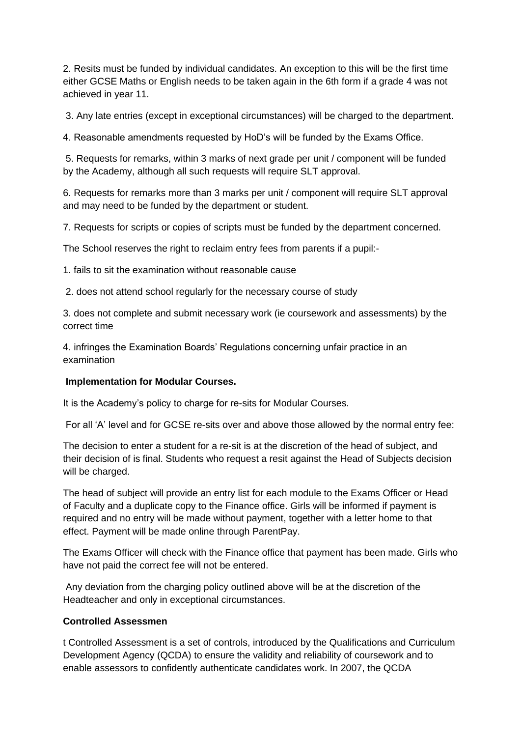2. Resits must be funded by individual candidates. An exception to this will be the first time either GCSE Maths or English needs to be taken again in the 6th form if a grade 4 was not achieved in year 11.

3. Any late entries (except in exceptional circumstances) will be charged to the department.

4. Reasonable amendments requested by HoD's will be funded by the Exams Office.

5. Requests for remarks, within 3 marks of next grade per unit / component will be funded by the Academy, although all such requests will require SLT approval.

6. Requests for remarks more than 3 marks per unit / component will require SLT approval and may need to be funded by the department or student.

7. Requests for scripts or copies of scripts must be funded by the department concerned.

The School reserves the right to reclaim entry fees from parents if a pupil:-

1. fails to sit the examination without reasonable cause

2. does not attend school regularly for the necessary course of study

3. does not complete and submit necessary work (ie coursework and assessments) by the correct time

4. infringes the Examination Boards' Regulations concerning unfair practice in an examination

**Implementation for Modular Courses.**

It is the Academy's policy to charge for re-sits for Modular Courses.

For all 'A' level and for GCSE re-sits over and above those allowed by the normal entry fee:

The decision to enter a student for a re-sit is at the discretion of the head of subject, and their decision of is final. Students who request a resit against the Head of Subjects decision will be charged.

The head of subject will provide an entry list for each module to the Exams Officer or Head of Faculty and a duplicate copy to the Finance office. Girls will be informed if payment is required and no entry will be made without payment, together with a letter home to that effect. Payment will be made online through ParentPay.

The Exams Officer will check with the Finance office that payment has been made. Girls who have not paid the correct fee will not be entered.

Any deviation from the charging policy outlined above will be at the discretion of the Headteacher and only in exceptional circumstances.

**Controlled Assessmen**

t Controlled Assessment is a set of controls, introduced by the Qualifications and Curriculum Development Agency (QCDA) to ensure the validity and reliability of coursework and to enable assessors to confidently authenticate candidates work. In 2007, the QCDA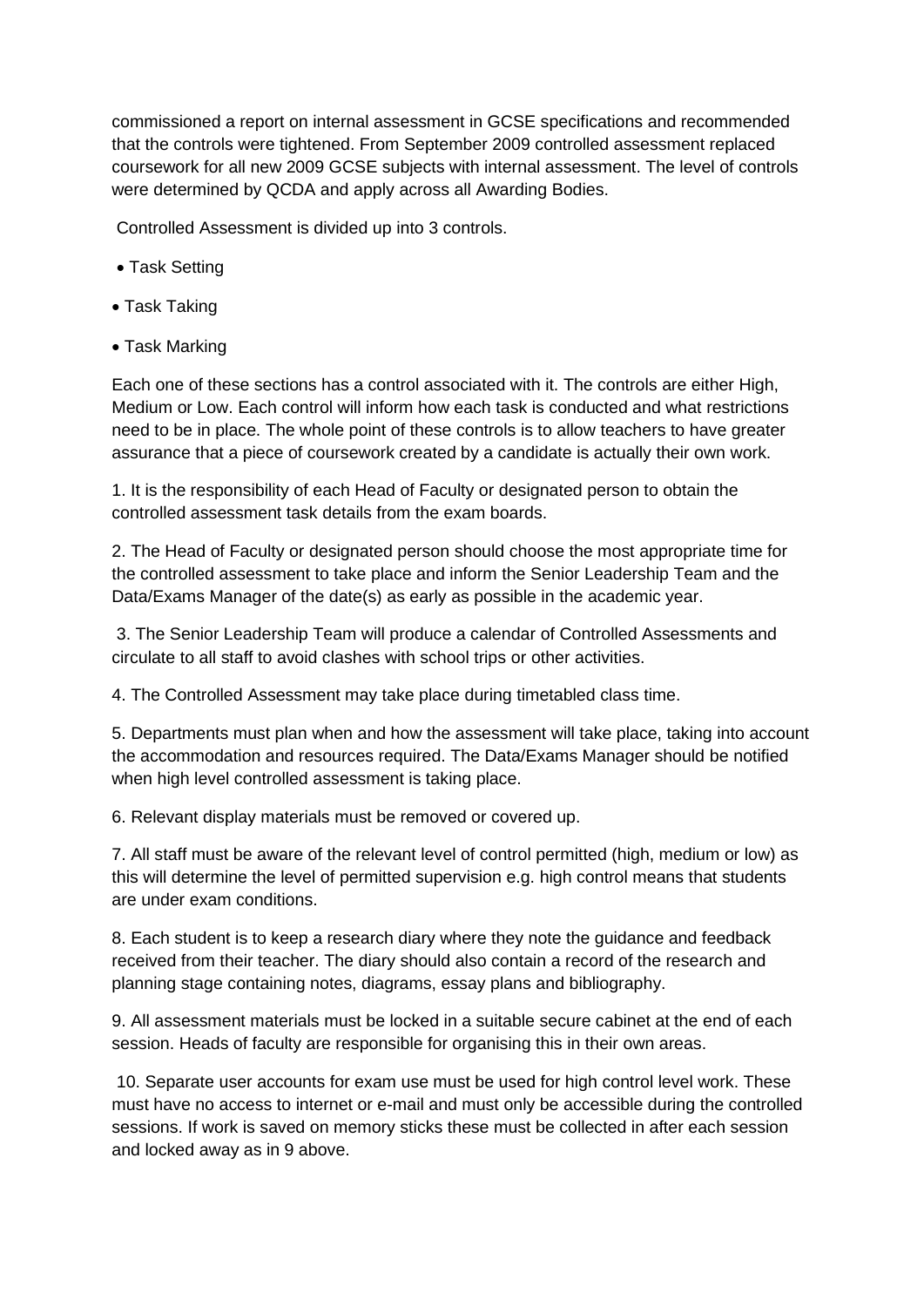commissioned a report on internal assessment in GCSE specifications and recommended that the controls were tightened. From September 2009 controlled assessment replaced coursework for all new 2009 GCSE subjects with internal assessment. The level of controls were determined by QCDA and apply across all Awarding Bodies.

Controlled Assessment is divided up into 3 controls.

- Task Setting
- Task Taking
- Task Marking

Each one of these sections has a control associated with it. The controls are either High, Medium or Low. Each control will inform how each task is conducted and what restrictions need to be in place. The whole point of these controls is to allow teachers to have greater assurance that a piece of coursework created by a candidate is actually their own work.

1. It is the responsibility of each Head of Faculty or designated person to obtain the controlled assessment task details from the exam boards.

2. The Head of Faculty or designated person should choose the most appropriate time for the controlled assessment to take place and inform the Senior Leadership Team and the Data/Exams Manager of the date(s) as early as possible in the academic year.

3. The Senior Leadership Team will produce a calendar of Controlled Assessments and circulate to all staff to avoid clashes with school trips or other activities.

4. The Controlled Assessment may take place during timetabled class time.

5. Departments must plan when and how the assessment will take place, taking into account the accommodation and resources required. The Data/Exams Manager should be notified when high level controlled assessment is taking place.

6. Relevant display materials must be removed or covered up.

7. All staff must be aware of the relevant level of control permitted (high, medium or low) as this will determine the level of permitted supervision e.g. high control means that students are under exam conditions.

8. Each student is to keep a research diary where they note the guidance and feedback received from their teacher. The diary should also contain a record of the research and planning stage containing notes, diagrams, essay plans and bibliography.

9. All assessment materials must be locked in a suitable secure cabinet at the end of each session. Heads of faculty are responsible for organising this in their own areas.

10. Separate user accounts for exam use must be used for high control level work. These must have no access to internet or e-mail and must only be accessible during the controlled sessions. If work is saved on memory sticks these must be collected in after each session and locked away as in 9 above.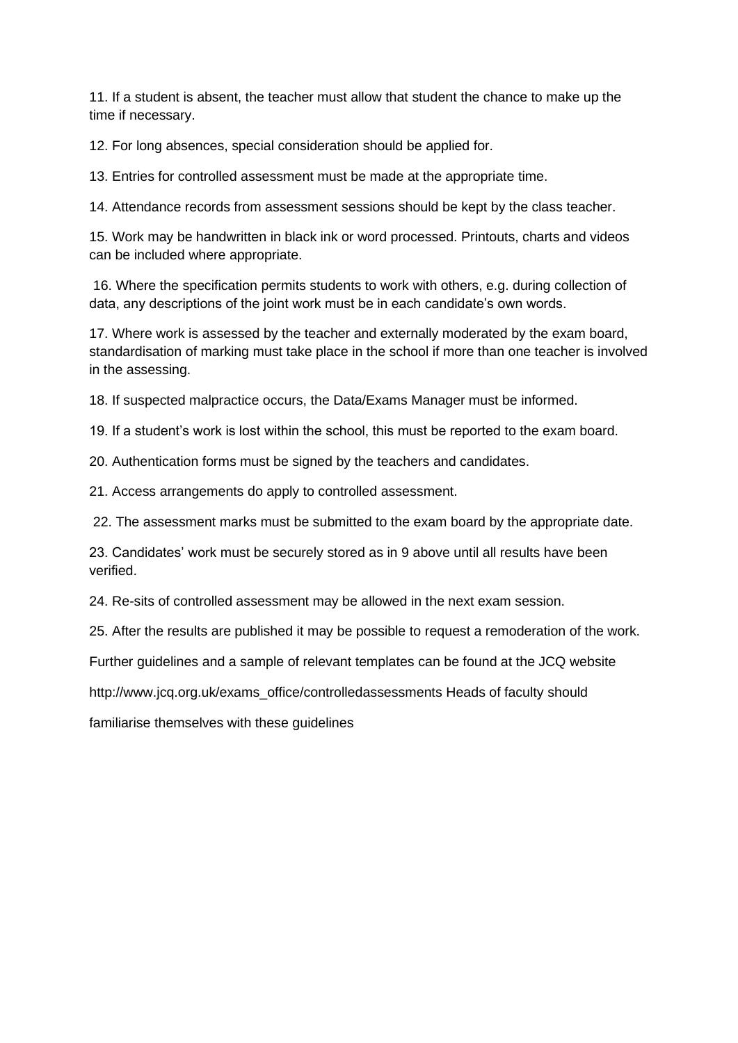11. If a student is absent, the teacher must allow that student the chance to make up the time if necessary.

12. For long absences, special consideration should be applied for.

13. Entries for controlled assessment must be made at the appropriate time.

14. Attendance records from assessment sessions should be kept by the class teacher.

15. Work may be handwritten in black ink or word processed. Printouts, charts and videos can be included where appropriate.

16. Where the specification permits students to work with others, e.g. during collection of data, any descriptions of the joint work must be in each candidate's own words.

17. Where work is assessed by the teacher and externally moderated by the exam board, standardisation of marking must take place in the school if more than one teacher is involved in the assessing.

18. If suspected malpractice occurs, the Data/Exams Manager must be informed.

19. If a student's work is lost within the school, this must be reported to the exam board.

20. Authentication forms must be signed by the teachers and candidates.

21. Access arrangements do apply to controlled assessment.

22. The assessment marks must be submitted to the exam board by the appropriate date.

23. Candidates' work must be securely stored as in 9 above until all results have been verified.

24. Re-sits of controlled assessment may be allowed in the next exam session.

25. After the results are published it may be possible to request a remoderation of the work.

Further guidelines and a sample of relevant templates can be found at the JCQ website

http://www.jcq.org.uk/exams_office/controlledassessments Heads of faculty should

familiarise themselves with these guidelines